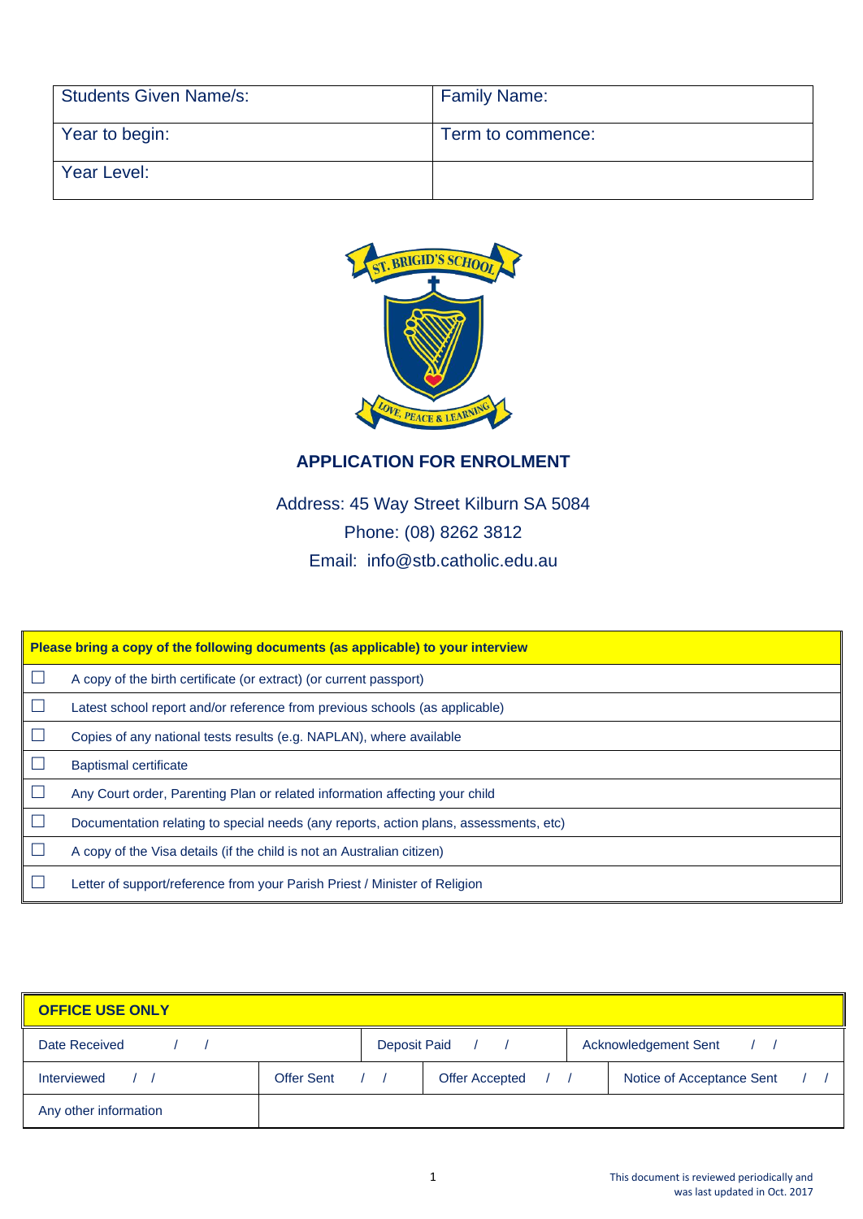| Students Given Name/s: | Family Name: |
| --- | --- |
| Year to begin: | Term to commence: |
| Year Level: | |

ST. BRIGID'S SCHOOL

LOVE, PEACE & LEARNING

## APPLICATION FOR ENROLMENT

Address: 45 Way Street Kilburn SA 5084

Phone: (08) 8262 3812

Email: info@stb.catholic.edu.au

| **Please bring a copy of the following documents (as applicable) to your interview** | |
| --- | --- |
| ☐ | A copy of the birth certificate (or extract) (or current passport) |
| ☐ | Latest school report and/or reference from previous schools (as applicable) |
| ☐ | Copies of any national tests results (e.g. NAPLAN), where available |
| ☐ | Baptismal certificate |
| ☐ | Any Court order, Parenting Plan or related information affecting your child |
| ☐ | Documentation relating to special needs (any reports, action plans, assessments, etc) |
| ☐ | A copy of the Visa details (if the child is not an Australian citizen) |
| ☐ | Letter of support/reference from your Parish Priest / Minister of Religion |

| **OFFICE USE ONLY** | | | |
| --- | --- | --- | --- |
| Date Received / / | Deposit Paid / / | Acknowledgement Sent / / | |
| Interviewed / / | Offer Sent / / | Offer Accepted / / | Notice of Acceptance Sent / / |
| Any other information | | | |

This document is reviewed periodically and was last updated in Oct. 2017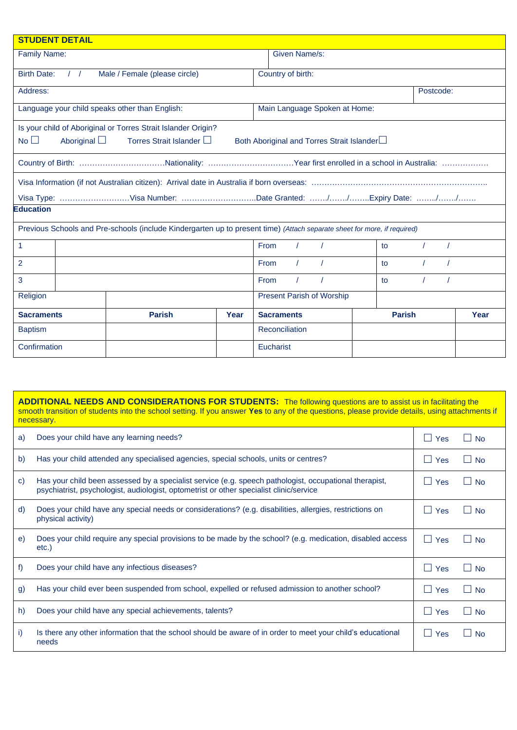## STUDENT DETAIL

| Family Name: | Given Name/s: |
|---|---|
| Birth Date: / / Male / Female (please circle) | Country of birth: |
| Address: | Postcode: |
| Language your child speaks other than English: | Main Language Spoken at Home: |

Is your child of Aboriginal or Torres Strait Islander Origin?

No ☐ Aboriginal ☐ Torres Strait Islander ☐ Both Aboriginal and Torres Strait Islander☐

Country of Birth: ……………………………Nationality: ……………………………Year first enrolled in a school in Australia: ………………

Visa Information (if not Australian citizen): Arrival date in Australia if born overseas: …………………………………………………………..

Visa Type: ………………………Visa Number: ………………………..Date Granted: ……./……./……..Expiry Date: ……../……./…….

**Education**

Previous Schools and Pre-schools (include Kindergarten up to present time) *(Attach separate sheet for more, if required)*

| | | | |
|---|---|---|---|
| 1 | | From / / | to / / |
| 2 | | From / / | to / / |
| 3 | | From / / | to / / |

| Religion | | Present Parish of Worship | |
|---|---|---|---|

| **Sacraments** | **Parish** | **Year** | **Sacraments** | **Parish** | **Year** |
|---|---|---|---|---|---|
| Baptism | | | Reconciliation | | |
| Confirmation | | | Eucharist | | |

**ADDITIONAL NEEDS AND CONSIDERATIONS FOR STUDENTS:** The following questions are to assist us in facilitating the smooth transition of students into the school setting. If you answer **Yes** to any of the questions, please provide details, using attachments if necessary.

| | | |
|---|---|---|
| a) | Does your child have any learning needs? | ☐ Yes ☐ No |
| b) | Has your child attended any specialised agencies, special schools, units or centres? | ☐ Yes ☐ No |
| c) | Has your child been assessed by a specialist service (e.g. speech pathologist, occupational therapist, psychiatrist, psychologist, audiologist, optometrist or other specialist clinic/service | ☐ Yes ☐ No |
| d) | Does your child have any special needs or considerations? (e.g. disabilities, allergies, restrictions on physical activity) | ☐ Yes ☐ No |
| e) | Does your child require any special provisions to be made by the school? (e.g. medication, disabled access etc.) | ☐ Yes ☐ No |
| f) | Does your child have any infectious diseases? | ☐ Yes ☐ No |
| g) | Has your child ever been suspended from school, expelled or refused admission to another school? | ☐ Yes ☐ No |
| h) | Does your child have any special achievements, talents? | ☐ Yes ☐ No |
| i) | Is there any other information that the school should be aware of in order to meet your child's educational needs | ☐ Yes ☐ No |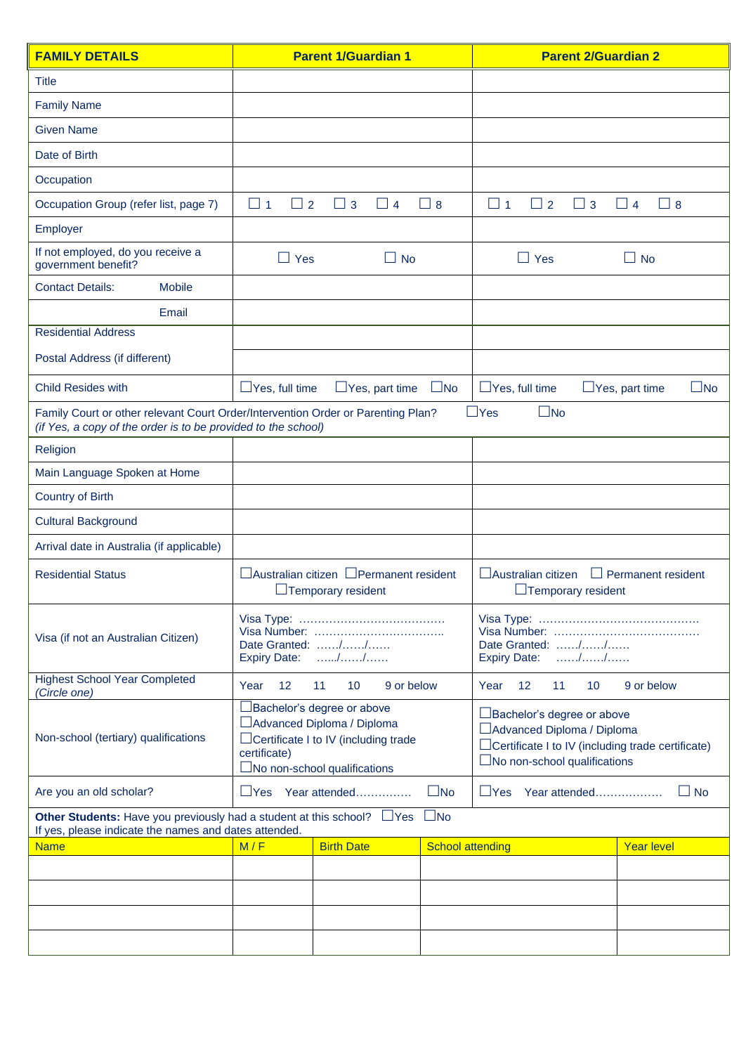| FAMILY DETAILS | Parent 1/Guardian 1 | Parent 2/Guardian 2 |
| --- | --- | --- |
| Title | | |
| Family Name | | |
| Given Name | | |
| Date of Birth | | |
| Occupation | | |
| Occupation Group (refer list, page 7) | ☐ 1 ☐ 2 ☐ 3 ☐ 4 ☐ 8 | ☐ 1 ☐ 2 ☐ 3 ☐ 4 ☐ 8 |
| Employer | | |
| If not employed, do you receive a government benefit? | ☐ Yes ☐ No | ☐ Yes ☐ No |
| Contact Details: Mobile | | |
| Email | | |
| Residential Address | | |
| Postal Address (if different) | | |
| Child Resides with | ☐Yes, full time ☐Yes, part time ☐No | ☐Yes, full time ☐Yes, part time ☐No |
| Family Court or other relevant Court Order/Intervention Order or Parenting Plan? *(if Yes, a copy of the order is to be provided to the school)* | ☐Yes ☐No | |
| Religion | | |
| Main Language Spoken at Home | | |
| Country of Birth | | |
| Cultural Background | | |
| Arrival date in Australia (if applicable) | | |
| Residential Status | ☐Australian citizen ☐Permanent resident ☐Temporary resident | ☐Australian citizen ☐ Permanent resident ☐Temporary resident |
| Visa (if not an Australian Citizen) | Visa Type: …………………………………<br>Visa Number: …………………………….<br>Date Granted: ……/……/……<br>Expiry Date: …../……/…… | Visa Type: ……………………………………<br>Visa Number: …………………………………<br>Date Granted: ……/……/……<br>Expiry Date: ……/……/…… |
| Highest School Year Completed *(Circle one)* | Year 12 11 10 9 or below | Year 12 11 10 9 or below |
| Non-school (tertiary) qualifications | ☐Bachelor's degree or above<br>☐Advanced Diploma / Diploma<br>☐Certificate I to IV (including trade certificate)<br>☐No non-school qualifications | ☐Bachelor's degree or above<br>☐Advanced Diploma / Diploma<br>☐Certificate I to IV (including trade certificate)<br>☐No non-school qualifications |
| Are you an old scholar? | ☐Yes Year attended…………… ☐No | ☐Yes Year attended……………… ☐ No |

**Other Students:** Have you previously had a student at this school? ☐Yes ☐No
If yes, please indicate the names and dates attended.

| Name | M / F | Birth Date | School attending | Year level |
| --- | --- | --- | --- | --- |
| | | | | |
| | | | | |
| | | | | |
| | | | | |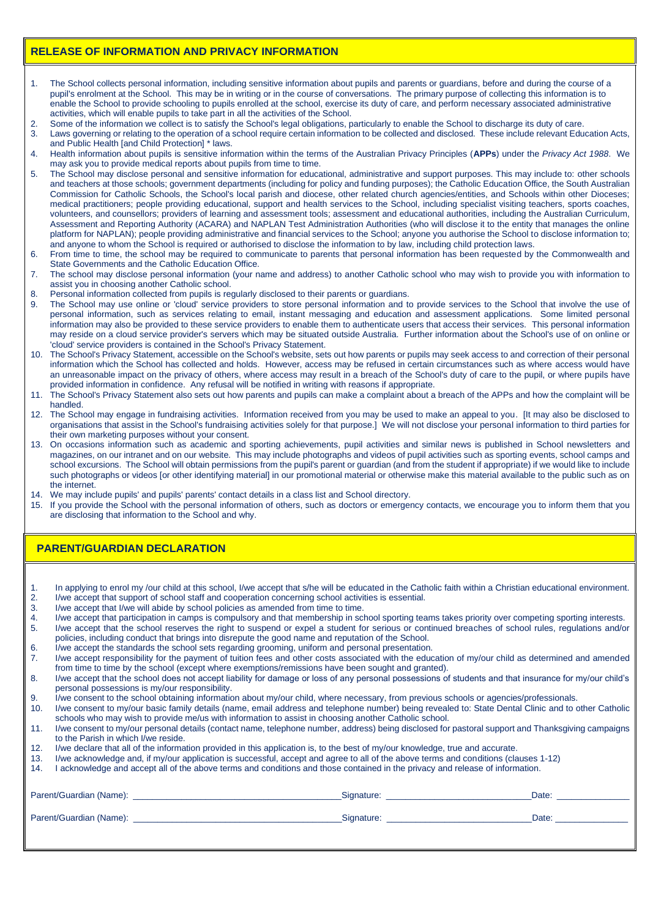## RELEASE OF INFORMATION AND PRIVACY INFORMATION

1. The School collects personal information, including sensitive information about pupils and parents or guardians, before and during the course of a pupil's enrolment at the School. This may be in writing or in the course of conversations. The primary purpose of collecting this information is to enable the School to provide schooling to pupils enrolled at the school, exercise its duty of care, and perform necessary associated administrative activities, which will enable pupils to take part in all the activities of the School.
2. Some of the information we collect is to satisfy the School's legal obligations, particularly to enable the School to discharge its duty of care.
3. Laws governing or relating to the operation of a school require certain information to be collected and disclosed. These include relevant Education Acts, and Public Health [and Child Protection] * laws.
4. Health information about pupils is sensitive information within the terms of the Australian Privacy Principles (**APPs**) under the *Privacy Act 1988*. We may ask you to provide medical reports about pupils from time to time.
5. The School may disclose personal and sensitive information for educational, administrative and support purposes. This may include to: other schools and teachers at those schools; government departments (including for policy and funding purposes); the Catholic Education Office, the South Australian Commission for Catholic Schools, the School's local parish and diocese, other related church agencies/entities, and Schools within other Dioceses; medical practitioners; people providing educational, support and health services to the School, including specialist visiting teachers, sports coaches, volunteers, and counsellors; providers of learning and assessment tools; assessment and educational authorities, including the Australian Curriculum, Assessment and Reporting Authority (ACARA) and NAPLAN Test Administration Authorities (who will disclose it to the entity that manages the online platform for NAPLAN); people providing administrative and financial services to the School; anyone you authorise the School to disclose information to; and anyone to whom the School is required or authorised to disclose the information to by law, including child protection laws.
6. From time to time, the school may be required to communicate to parents that personal information has been requested by the Commonwealth and State Governments and the Catholic Education Office.
7. The school may disclose personal information (your name and address) to another Catholic school who may wish to provide you with information to assist you in choosing another Catholic school.
8. Personal information collected from pupils is regularly disclosed to their parents or guardians.
9. The School may use online or 'cloud' service providers to store personal information and to provide services to the School that involve the use of personal information, such as services relating to email, instant messaging and education and assessment applications. Some limited personal information may also be provided to these service providers to enable them to authenticate users that access their services. This personal information may reside on a cloud service provider's servers which may be situated outside Australia. Further information about the School's use of on online or 'cloud' service providers is contained in the School's Privacy Statement.
10. The School's Privacy Statement, accessible on the School's website, sets out how parents or pupils may seek access to and correction of their personal information which the School has collected and holds. However, access may be refused in certain circumstances such as where access would have an unreasonable impact on the privacy of others, where access may result in a breach of the School's duty of care to the pupil, or where pupils have provided information in confidence. Any refusal will be notified in writing with reasons if appropriate.
11. The School's Privacy Statement also sets out how parents and pupils can make a complaint about a breach of the APPs and how the complaint will be handled.
12. The School may engage in fundraising activities. Information received from you may be used to make an appeal to you. [It may also be disclosed to organisations that assist in the School's fundraising activities solely for that purpose.] We will not disclose your personal information to third parties for their own marketing purposes without your consent.
13. On occasions information such as academic and sporting achievements, pupil activities and similar news is published in School newsletters and magazines, on our intranet and on our website. This may include photographs and videos of pupil activities such as sporting events, school camps and school excursions. The School will obtain permissions from the pupil's parent or guardian (and from the student if appropriate) if we would like to include such photographs or videos [or other identifying material] in our promotional material or otherwise make this material available to the public such as on the internet.
14. We may include pupils' and pupils' parents' contact details in a class list and School directory.
15. If you provide the School with the personal information of others, such as doctors or emergency contacts, we encourage you to inform them that you are disclosing that information to the School and why.

## PARENT/GUARDIAN DECLARATION

1. In applying to enrol my /our child at this school, I/we accept that s/he will be educated in the Catholic faith within a Christian educational environment.
2. I/we accept that support of school staff and cooperation concerning school activities is essential.
3. I/we accept that I/we will abide by school policies as amended from time to time.
4. I/we accept that participation in camps is compulsory and that membership in school sporting teams takes priority over competing sporting interests.
5. I/we accept that the school reserves the right to suspend or expel a student for serious or continued breaches of school rules, regulations and/or policies, including conduct that brings into disrepute the good name and reputation of the School.
6. I/we accept the standards the school sets regarding grooming, uniform and personal presentation.
7. I/we accept responsibility for the payment of tuition fees and other costs associated with the education of my/our child as determined and amended from time to time by the school (except where exemptions/remissions have been sought and granted).
8. I/we accept that the school does not accept liability for damage or loss of any personal possessions of students and that insurance for my/our child's personal possessions is my/our responsibility.
9. I/we consent to the school obtaining information about my/our child, where necessary, from previous schools or agencies/professionals.
10. I/we consent to my/our basic family details (name, email address and telephone number) being revealed to: State Dental Clinic and to other Catholic schools who may wish to provide me/us with information to assist in choosing another Catholic school.
11. I/we consent to my/our personal details (contact name, telephone number, address) being disclosed for pastoral support and Thanksgiving campaigns to the Parish in which I/we reside.
12. I/we declare that all of the information provided in this application is, to the best of my/our knowledge, true and accurate.
13. I/we acknowledge and, if my/our application is successful, accept and agree to all of the above terms and conditions (clauses 1-12)
14. I acknowledge and accept all of the above terms and conditions and those contained in the privacy and release of information.

Parent/Guardian (Name): ________________________________________ Signature: ____________________________ Date: ______________

Parent/Guardian (Name): ________________________________________ Signature: ____________________________ Date: ______________